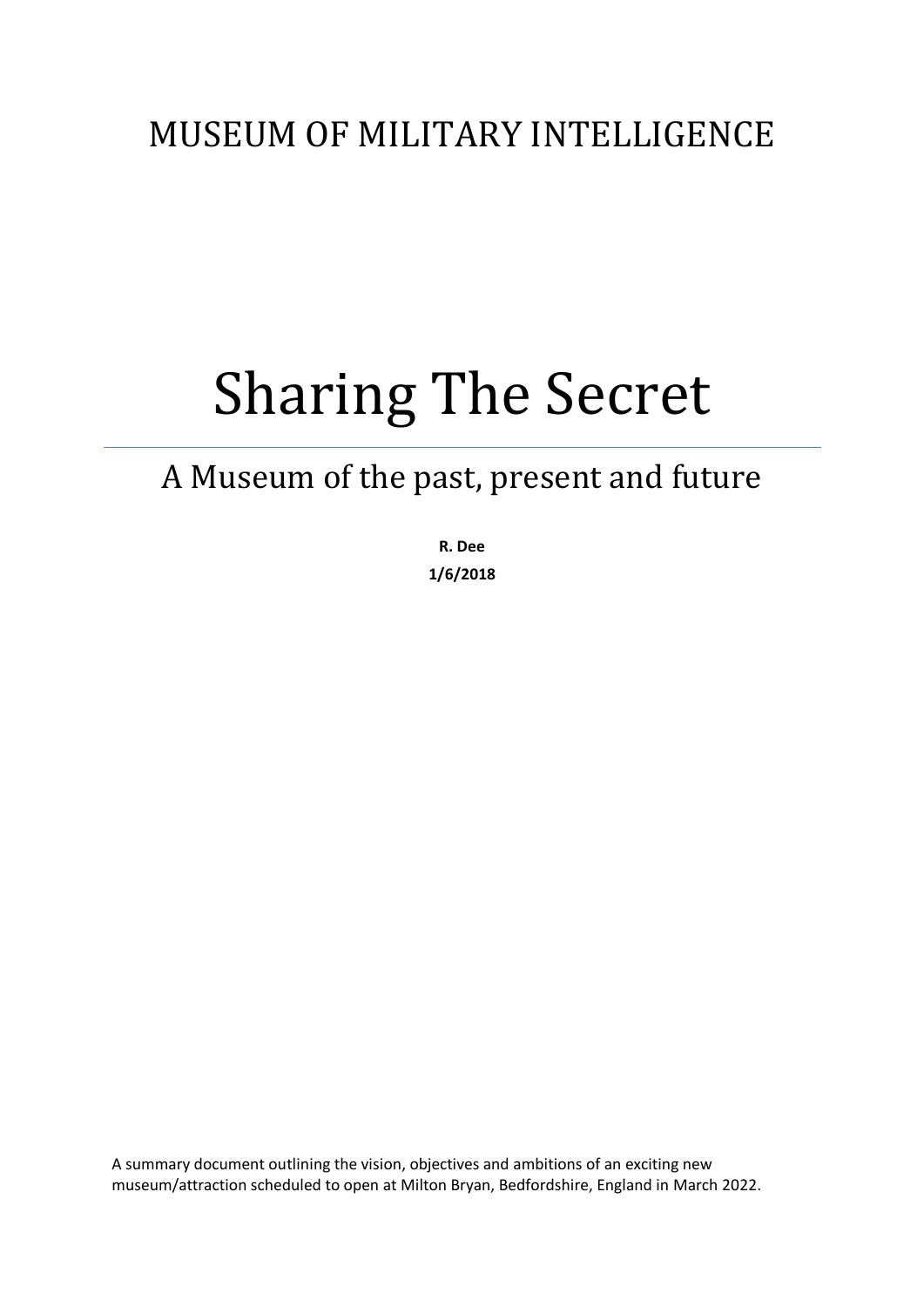MUSEUM OF MILITARY INTELLIGENCE

# Sharing The Secret

## A Museum of the past, present and future

**R. Dee**

**1/6/2018**

A summary document outlining the vision, objectives and ambitions of an exciting new museum/attraction scheduled to open at Milton Bryan, Bedfordshire, England in March 2022.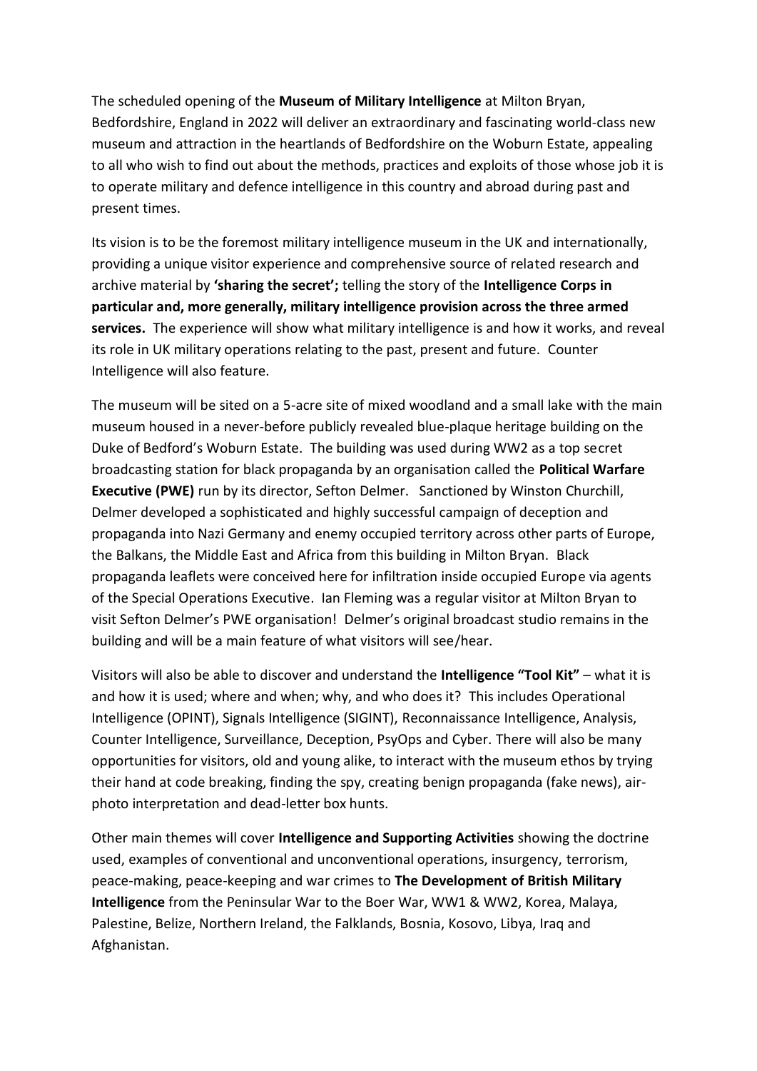The scheduled opening of the **Museum of Military Intelligence** at Milton Bryan, Bedfordshire, England in 2022 will deliver an extraordinary and fascinating world-class new museum and attraction in the heartlands of Bedfordshire on the Woburn Estate, appealing to all who wish to find out about the methods, practices and exploits of those whose job it is to operate military and defence intelligence in this country and abroad during past and present times.

Its vision is to be the foremost military intelligence museum in the UK and internationally, providing a unique visitor experience and comprehensive source of related research and archive material by **'sharing the secret';** telling the story of the **Intelligence Corps in particular and, more generally, military intelligence provision across the three armed services.** The experience will show what military intelligence is and how it works, and reveal its role in UK military operations relating to the past, present and future. Counter Intelligence will also feature.

The museum will be sited on a 5-acre site of mixed woodland and a small lake with the main museum housed in a never-before publicly revealed blue-plaque heritage building on the Duke of Bedford's Woburn Estate. The building was used during WW2 as a top secret broadcasting station for black propaganda by an organisation called the **Political Warfare Executive (PWE)** run by its director, Sefton Delmer. Sanctioned by Winston Churchill, Delmer developed a sophisticated and highly successful campaign of deception and propaganda into Nazi Germany and enemy occupied territory across other parts of Europe, the Balkans, the Middle East and Africa from this building in Milton Bryan. Black propaganda leaflets were conceived here for infiltration inside occupied Europe via agents of the Special Operations Executive. Ian Fleming was a regular visitor at Milton Bryan to visit Sefton Delmer's PWE organisation! Delmer's original broadcast studio remains in the building and will be a main feature of what visitors will see/hear.

Visitors will also be able to discover and understand the **Intelligence "Tool Kit"** – what it is and how it is used; where and when; why, and who does it? This includes Operational Intelligence (OPINT), Signals Intelligence (SIGINT), Reconnaissance Intelligence, Analysis, Counter Intelligence, Surveillance, Deception, PsyOps and Cyber. There will also be many opportunities for visitors, old and young alike, to interact with the museum ethos by trying their hand at code breaking, finding the spy, creating benign propaganda (fake news), air-photo interpretation and dead-letter box hunts.

Other main themes will cover **Intelligence and Supporting Activities** showing the doctrine used, examples of conventional and unconventional operations, insurgency, terrorism, peace-making, peace-keeping and war crimes to **The Development of British Military Intelligence** from the Peninsular War to the Boer War, WW1 & WW2, Korea, Malaya, Palestine, Belize, Northern Ireland, the Falklands, Bosnia, Kosovo, Libya, Iraq and Afghanistan.